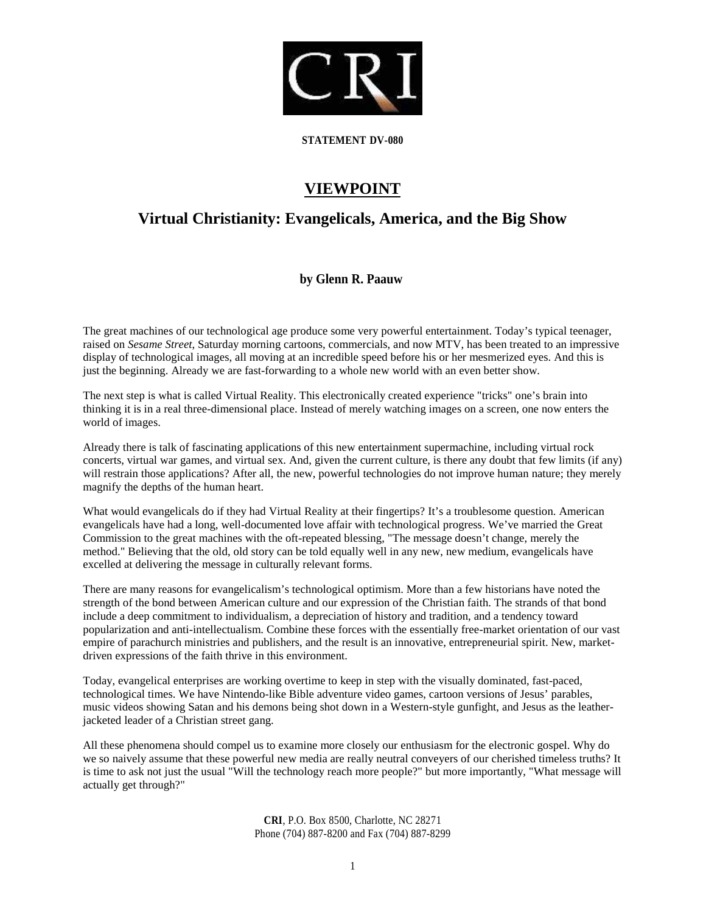**STATEMENT DV-080**

# VIEWPOINT

## Virtual Christianity: Evangelicals, America, and the Big Show

**by Glenn R. Paauw**

The great machines of our technological age produce some very powerful entertainment. Today's typical teenager, raised on *Sesame Street*, Saturday morning cartoons, commercials, and now MTV, has been treated to an impressive display of technological images, all moving at an incredible speed before his or her mesmerized eyes. And this is just the beginning. Already we are fast-forwarding to a whole new world with an even better show.

The next step is what is called Virtual Reality. This electronically created experience "tricks" one's brain into thinking it is in a real three-dimensional place. Instead of merely watching images on a screen, one now enters the world of images.

Already there is talk of fascinating applications of this new entertainment supermachine, including virtual rock concerts, virtual war games, and virtual sex. And, given the current culture, is there any doubt that few limits (if any) will restrain those applications? After all, the new, powerful technologies do not improve human nature; they merely magnify the depths of the human heart.

What would evangelicals do if they had Virtual Reality at their fingertips? It's a troublesome question. American evangelicals have had a long, well-documented love affair with technological progress. We've married the Great Commission to the great machines with the oft-repeated blessing, "The message doesn't change, merely the method." Believing that the old, old story can be told equally well in any new, new medium, evangelicals have excelled at delivering the message in culturally relevant forms.

There are many reasons for evangelicalism's technological optimism. More than a few historians have noted the strength of the bond between American culture and our expression of the Christian faith. The strands of that bond include a deep commitment to individualism, a depreciation of history and tradition, and a tendency toward popularization and anti-intellectualism. Combine these forces with the essentially free-market orientation of our vast empire of parachurch ministries and publishers, and the result is an innovative, entrepreneurial spirit. New, market-driven expressions of the faith thrive in this environment.

Today, evangelical enterprises are working overtime to keep in step with the visually dominated, fast-paced, technological times. We have Nintendo-like Bible adventure video games, cartoon versions of Jesus' parables, music videos showing Satan and his demons being shot down in a Western-style gunfight, and Jesus as the leather-jacketed leader of a Christian street gang.

All these phenomena should compel us to examine more closely our enthusiasm for the electronic gospel. Why do we so naively assume that these powerful new media are really neutral conveyers of our cherished timeless truths? It is time to ask not just the usual "Will the technology reach more people?" but more importantly, "What message will actually get through?"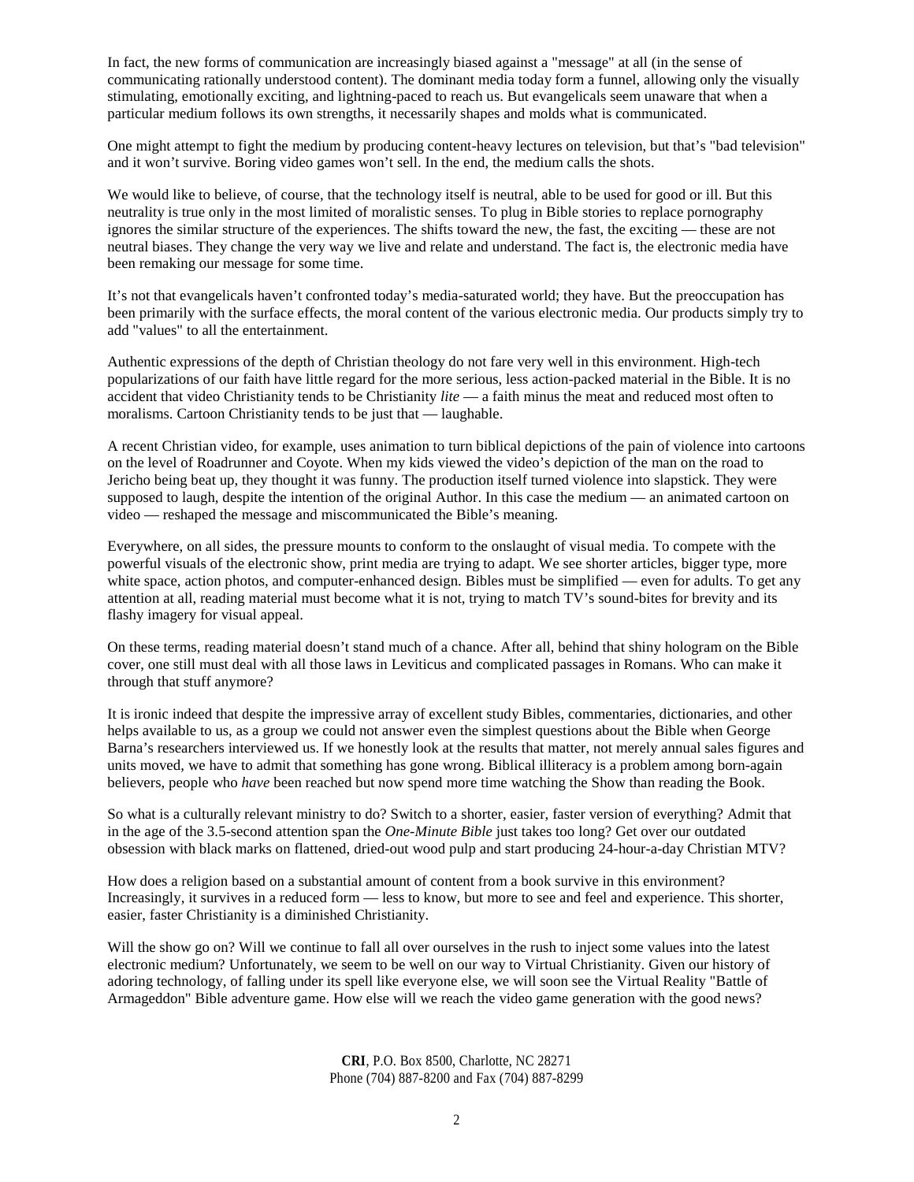In fact, the new forms of communication are increasingly biased against a "message" at all (in the sense of communicating rationally understood content). The dominant media today form a funnel, allowing only the visually stimulating, emotionally exciting, and lightning-paced to reach us. But evangelicals seem unaware that when a particular medium follows its own strengths, it necessarily shapes and molds what is communicated.

One might attempt to fight the medium by producing content-heavy lectures on television, but that's "bad television" and it won't survive. Boring video games won't sell. In the end, the medium calls the shots.

We would like to believe, of course, that the technology itself is neutral, able to be used for good or ill. But this neutrality is true only in the most limited of moralistic senses. To plug in Bible stories to replace pornography ignores the similar structure of the experiences. The shifts toward the new, the fast, the exciting — these are not neutral biases. They change the very way we live and relate and understand. The fact is, the electronic media have been remaking our message for some time.

It's not that evangelicals haven't confronted today's media-saturated world; they have. But the preoccupation has been primarily with the surface effects, the moral content of the various electronic media. Our products simply try to add "values" to all the entertainment.

Authentic expressions of the depth of Christian theology do not fare very well in this environment. High-tech popularizations of our faith have little regard for the more serious, less action-packed material in the Bible. It is no accident that video Christianity tends to be Christianity *lite* — a faith minus the meat and reduced most often to moralisms. Cartoon Christianity tends to be just that — laughable.

A recent Christian video, for example, uses animation to turn biblical depictions of the pain of violence into cartoons on the level of Roadrunner and Coyote. When my kids viewed the video's depiction of the man on the road to Jericho being beat up, they thought it was funny. The production itself turned violence into slapstick. They were supposed to laugh, despite the intention of the original Author. In this case the medium — an animated cartoon on video — reshaped the message and miscommunicated the Bible's meaning.

Everywhere, on all sides, the pressure mounts to conform to the onslaught of visual media. To compete with the powerful visuals of the electronic show, print media are trying to adapt. We see shorter articles, bigger type, more white space, action photos, and computer-enhanced design. Bibles must be simplified — even for adults. To get any attention at all, reading material must become what it is not, trying to match TV's sound-bites for brevity and its flashy imagery for visual appeal.

On these terms, reading material doesn't stand much of a chance. After all, behind that shiny hologram on the Bible cover, one still must deal with all those laws in Leviticus and complicated passages in Romans. Who can make it through that stuff anymore?

It is ironic indeed that despite the impressive array of excellent study Bibles, commentaries, dictionaries, and other helps available to us, as a group we could not answer even the simplest questions about the Bible when George Barna's researchers interviewed us. If we honestly look at the results that matter, not merely annual sales figures and units moved, we have to admit that something has gone wrong. Biblical illiteracy is a problem among born-again believers, people who *have* been reached but now spend more time watching the Show than reading the Book.

So what is a culturally relevant ministry to do? Switch to a shorter, easier, faster version of everything? Admit that in the age of the 3.5-second attention span the *One-Minute Bible* just takes too long? Get over our outdated obsession with black marks on flattened, dried-out wood pulp and start producing 24-hour-a-day Christian MTV?

How does a religion based on a substantial amount of content from a book survive in this environment? Increasingly, it survives in a reduced form — less to know, but more to see and feel and experience. This shorter, easier, faster Christianity is a diminished Christianity.

Will the show go on? Will we continue to fall all over ourselves in the rush to inject some values into the latest electronic medium? Unfortunately, we seem to be well on our way to Virtual Christianity. Given our history of adoring technology, of falling under its spell like everyone else, we will soon see the Virtual Reality "Battle of Armageddon" Bible adventure game. How else will we reach the video game generation with the good news?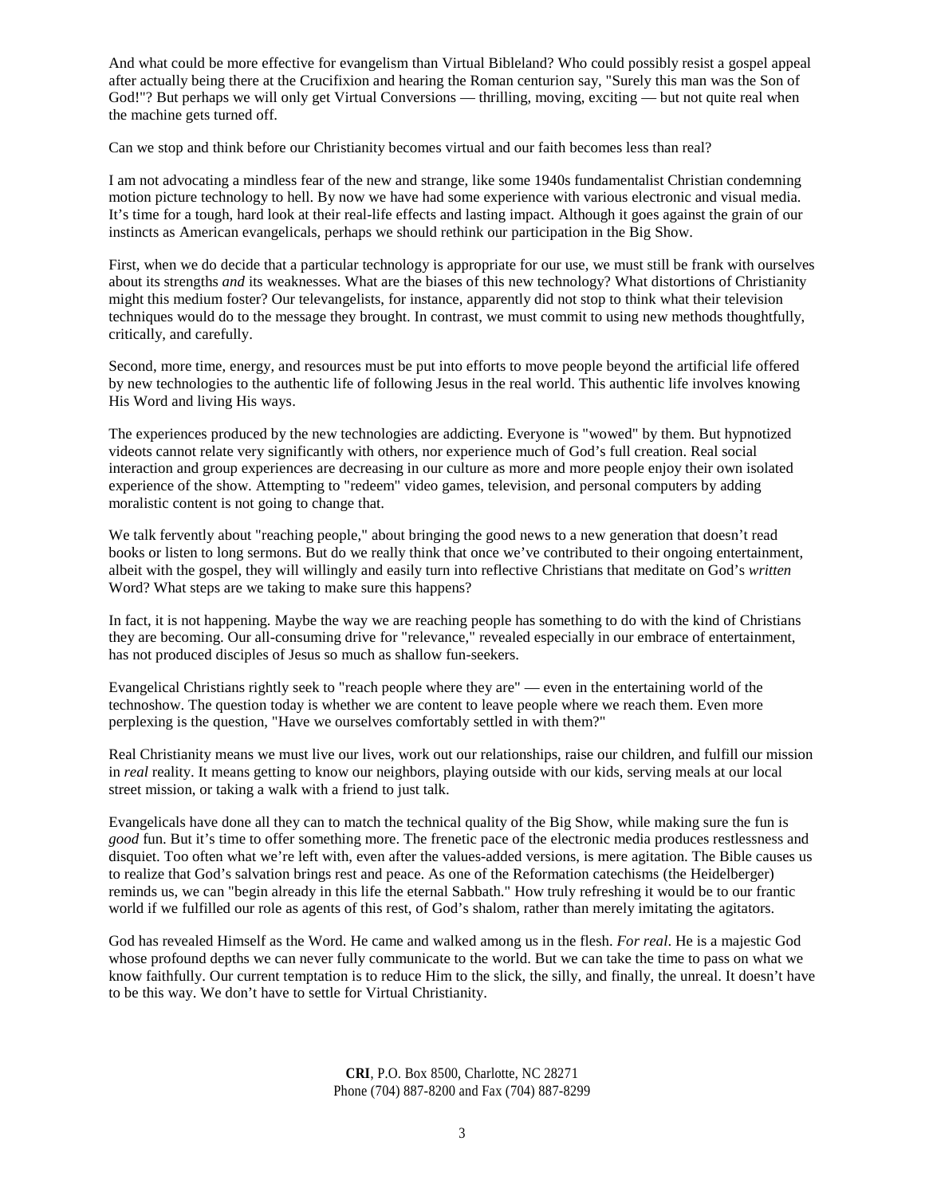And what could be more effective for evangelism than Virtual Bibleland? Who could possibly resist a gospel appeal after actually being there at the Crucifixion and hearing the Roman centurion say, "Surely this man was the Son of God!"? But perhaps we will only get Virtual Conversions — thrilling, moving, exciting — but not quite real when the machine gets turned off.

Can we stop and think before our Christianity becomes virtual and our faith becomes less than real?

I am not advocating a mindless fear of the new and strange, like some 1940s fundamentalist Christian condemning motion picture technology to hell. By now we have had some experience with various electronic and visual media. It's time for a tough, hard look at their real-life effects and lasting impact. Although it goes against the grain of our instincts as American evangelicals, perhaps we should rethink our participation in the Big Show.

First, when we do decide that a particular technology is appropriate for our use, we must still be frank with ourselves about its strengths *and* its weaknesses. What are the biases of this new technology? What distortions of Christianity might this medium foster? Our televangelists, for instance, apparently did not stop to think what their television techniques would do to the message they brought. In contrast, we must commit to using new methods thoughtfully, critically, and carefully.

Second, more time, energy, and resources must be put into efforts to move people beyond the artificial life offered by new technologies to the authentic life of following Jesus in the real world. This authentic life involves knowing His Word and living His ways.

The experiences produced by the new technologies are addicting. Everyone is "wowed" by them. But hypnotized videots cannot relate very significantly with others, nor experience much of God's full creation. Real social interaction and group experiences are decreasing in our culture as more and more people enjoy their own isolated experience of the show. Attempting to "redeem" video games, television, and personal computers by adding moralistic content is not going to change that.

We talk fervently about "reaching people," about bringing the good news to a new generation that doesn't read books or listen to long sermons. But do we really think that once we've contributed to their ongoing entertainment, albeit with the gospel, they will willingly and easily turn into reflective Christians that meditate on God's *written* Word? What steps are we taking to make sure this happens?

In fact, it is not happening. Maybe the way we are reaching people has something to do with the kind of Christians they are becoming. Our all-consuming drive for "relevance," revealed especially in our embrace of entertainment, has not produced disciples of Jesus so much as shallow fun-seekers.

Evangelical Christians rightly seek to "reach people where they are" — even in the entertaining world of the technoshow. The question today is whether we are content to leave people where we reach them. Even more perplexing is the question, "Have we ourselves comfortably settled in with them?"

Real Christianity means we must live our lives, work out our relationships, raise our children, and fulfill our mission in *real* reality. It means getting to know our neighbors, playing outside with our kids, serving meals at our local street mission, or taking a walk with a friend to just talk.

Evangelicals have done all they can to match the technical quality of the Big Show, while making sure the fun is *good* fun. But it's time to offer something more. The frenetic pace of the electronic media produces restlessness and disquiet. Too often what we're left with, even after the values-added versions, is mere agitation. The Bible causes us to realize that God's salvation brings rest and peace. As one of the Reformation catechisms (the Heidelberger) reminds us, we can "begin already in this life the eternal Sabbath." How truly refreshing it would be to our frantic world if we fulfilled our role as agents of this rest, of God's shalom, rather than merely imitating the agitators.

God has revealed Himself as the Word. He came and walked among us in the flesh. *For real*. He is a majestic God whose profound depths we can never fully communicate to the world. But we can take the time to pass on what we know faithfully. Our current temptation is to reduce Him to the slick, the silly, and finally, the unreal. It doesn't have to be this way. We don't have to settle for Virtual Christianity.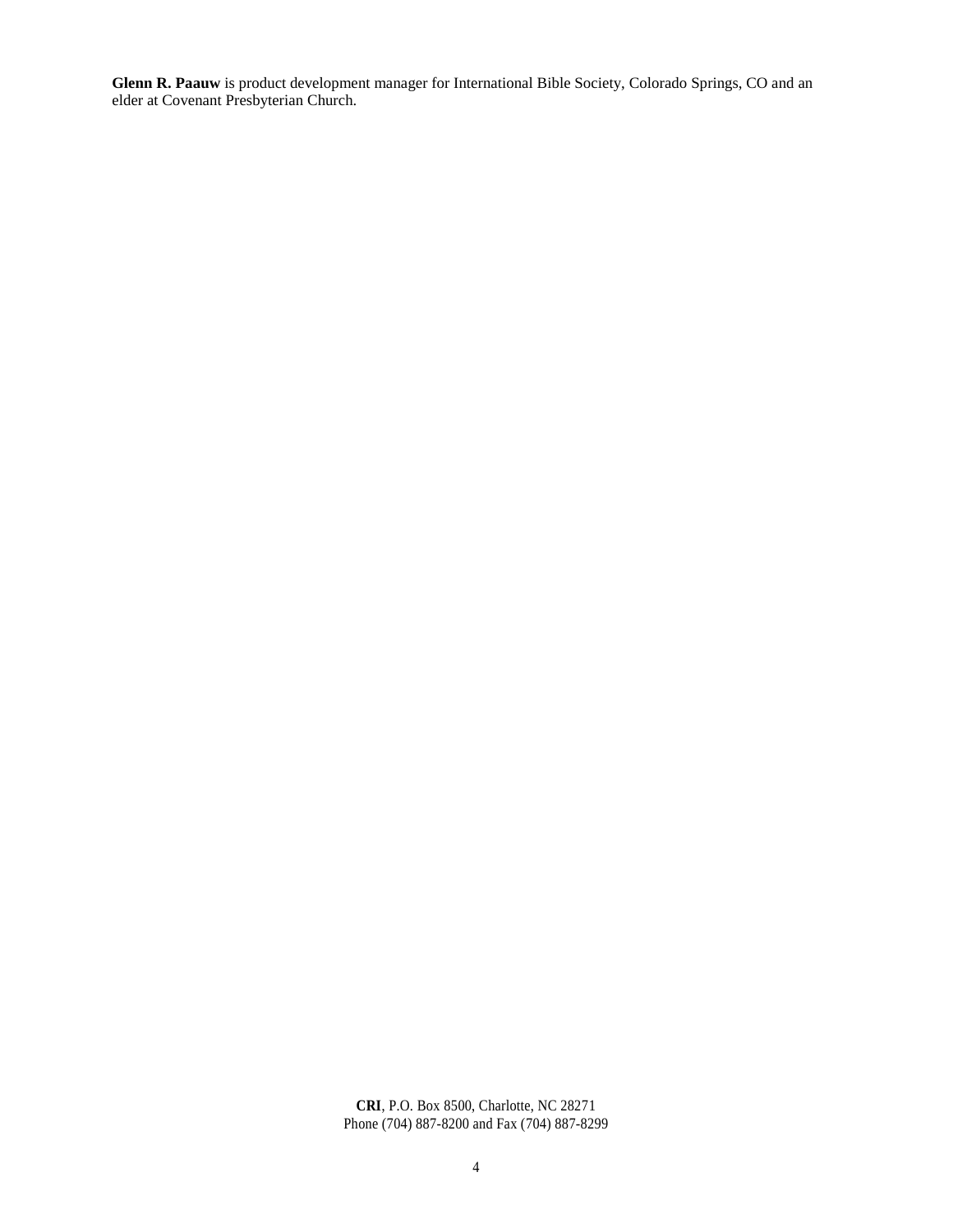**Glenn R. Paauw** is product development manager for International Bible Society, Colorado Springs, CO and an elder at Covenant Presbyterian Church.

**CRI**, P.O. Box 8500, Charlotte, NC 28271
Phone (704) 887-8200 and Fax (704) 887-8299